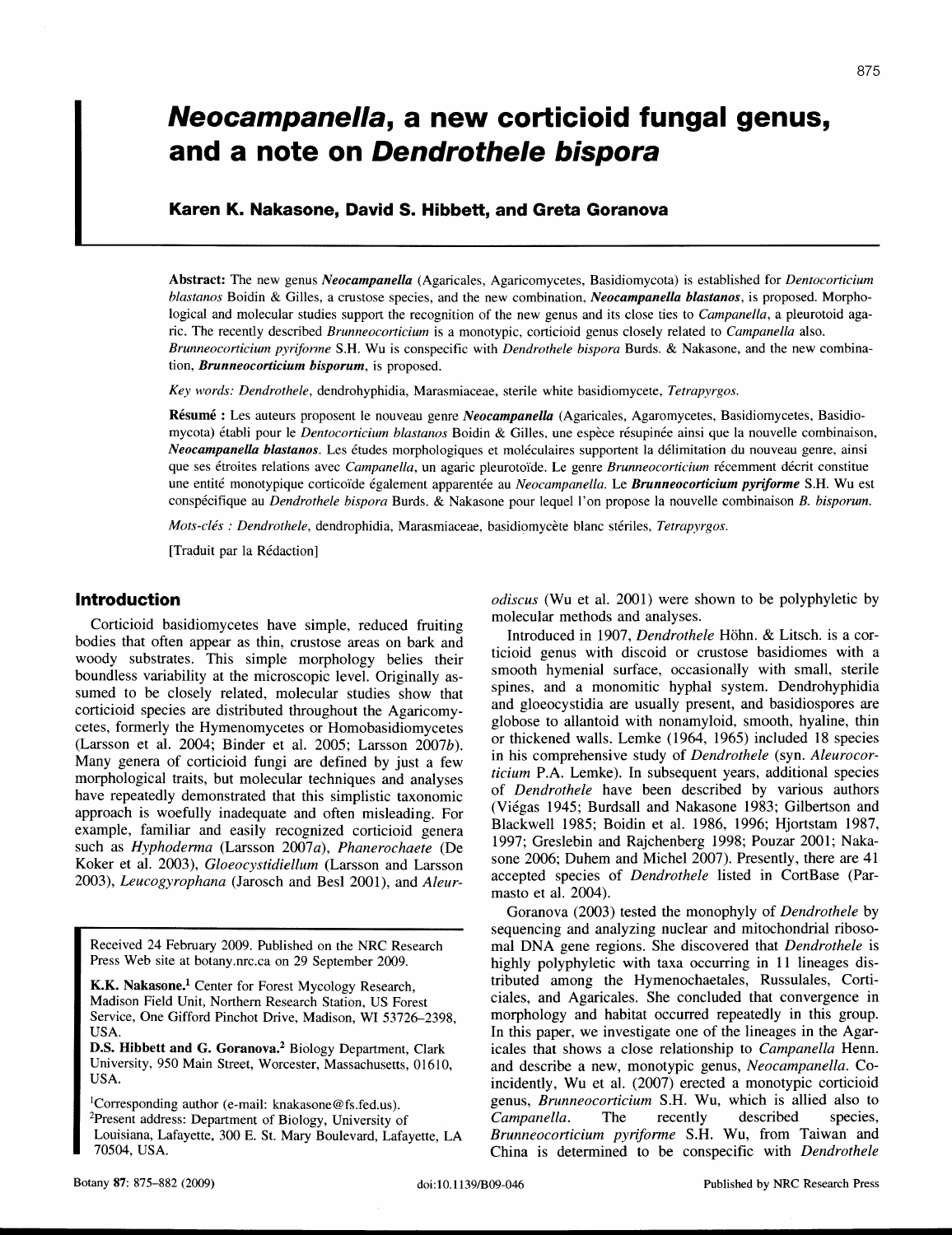# *Neocampanella*, a new corticioid fungal genus, and a note on *Dendrothele bispora*

**Karen K. Nakasone, David S. Hibbett, and Greta Goranova**

**Abstract:** The new genus ***Neocampanella*** (Agaricales, Agaricomycetes, Basidiomycota) is established for *Dentocorticium blastanos* Boidin & Gilles, a crustose species, and the new combination, ***Neocampanella blastanos***, is proposed. Morphological and molecular studies support the recognition of the new genus and its close ties to *Campanella*, a pleurotoid agaric. The recently described *Brunneocorticium* is a monotypic, corticioid genus closely related to *Campanella* also. *Brunneocorticium pyriforme* S.H. Wu is conspecific with *Dendrothele bispora* Burds. & Nakasone, and the new combination, ***Brunneocorticium bisporum***, is proposed.

*Key words: Dendrothele*, dendrohyphidia, Marasmiaceae, sterile white basidiomycete, *Tetrapyrgos*.

**Résumé :** Les auteurs proposent le nouveau genre ***Neocampanella*** (Agaricales, Agaromycetes, Basidiomycetes, Basidiomycota) établi pour le *Dentocorticium blastanos* Boidin & Gilles, une espèce résupinée ainsi que la nouvelle combinaison, ***Neocampanella blastanos***. Les études morphologiques et moléculaires supportent la délimitation du nouveau genre, ainsi que ses étroites relations avec *Campanella*, un agaric pleurotoïde. Le genre *Brunneocorticium* récemment décrit constitue une entité monotypique corticoïde également apparentée au *Neocampanella*. Le ***Brunneocorticium pyriforme*** S.H. Wu est conspécifique au *Dendrothele bispora* Burds. & Nakasone pour lequel l'on propose la nouvelle combinaison *B. bisporum*.

*Mots-clés : Dendrothele*, dendrophidia, Marasmiaceae, basidiomycète blanc stériles, *Tetrapyrgos*.

[Traduit par la Rédaction]

## Introduction

Corticioid basidiomycetes have simple, reduced fruiting bodies that often appear as thin, crustose areas on bark and woody substrates. This simple morphology belies their boundless variability at the microscopic level. Originally assumed to be closely related, molecular studies show that corticioid species are distributed throughout the Agaricomycetes, formerly the Hymenomycetes or Homobasidiomycetes (Larsson et al. 2004; Binder et al. 2005; Larsson 2007*b*). Many genera of corticioid fungi are defined by just a few morphological traits, but molecular techniques and analyses have repeatedly demonstrated that this simplistic taxonomic approach is woefully inadequate and often misleading. For example, familiar and easily recognized corticioid genera such as *Hyphoderma* (Larsson 2007*a*), *Phanerochaete* (De Koker et al. 2003), *Gloeocystidiellum* (Larsson and Larsson 2003), *Leucogyrophana* (Jarosch and Besl 2001), and *Aleurodiscus* (Wu et al. 2001) were shown to be polyphyletic by molecular methods and analyses.

Introduced in 1907, *Dendrothele* Höhn. & Litsch. is a corticioid genus with discoid or crustose basidiomes with a smooth hymenial surface, occasionally with small, sterile spines, and a monomitic hyphal system. Dendrohyphidia and gloeocystidia are usually present, and basidiospores are globose to allantoid with nonamyloid, smooth, hyaline, thin or thickened walls. Lemke (1964, 1965) included 18 species in his comprehensive study of *Dendrothele* (syn. *Aleurocorticium* P.A. Lemke). In subsequent years, additional species of *Dendrothele* have been described by various authors (Viégas 1945; Burdsall and Nakasone 1983; Gilbertson and Blackwell 1985; Boidin et al. 1986, 1996; Hjortstam 1987, 1997; Greslebin and Rajchenberg 1998; Pouzar 2001; Nakasone 2006; Duhem and Michel 2007). Presently, there are 41 accepted species of *Dendrothele* listed in CortBase (Parmasto et al. 2004).

Goranova (2003) tested the monophyly of *Dendrothele* by sequencing and analyzing nuclear and mitochondrial ribosomal DNA gene regions. She discovered that *Dendrothele* is highly polyphyletic with taxa occurring in 11 lineages distributed among the Hymenochaetales, Russulales, Corticiales, and Agaricales. She concluded that convergence in morphology and habitat occurred repeatedly in this group. In this paper, we investigate one of the lineages in the Agaricales that shows a close relationship to *Campanella* Henn. and describe a new, monotypic genus, *Neocampanella*. Coincidently, Wu et al. (2007) erected a monotypic corticioid genus, *Brunneocorticium* S.H. Wu, which is allied also to *Campanella*. The recently described species, *Brunneocorticium pyriforme* S.H. Wu, from Taiwan and China is determined to be conspecific with *Dendrothele*

Received 24 February 2009. Published on the NRC Research Press Web site at botany.nrc.ca on 29 September 2009.

**K.K. Nakasone.**[1] Center for Forest Mycology Research, Madison Field Unit, Northern Research Station, US Forest Service, One Gifford Pinchot Drive, Madison, WI 53726–2398, USA.

**D.S. Hibbett and G. Goranova.**[2] Biology Department, Clark University, 950 Main Street, Worcester, Massachusetts, 01610, USA.

[1]Corresponding author (e-mail: knakasone@fs.fed.us).
[2]Present address: Department of Biology, University of Louisiana, Lafayette, 300 E. St. Mary Boulevard, Lafayette, LA 70504, USA.

doi:10.1139/B09-046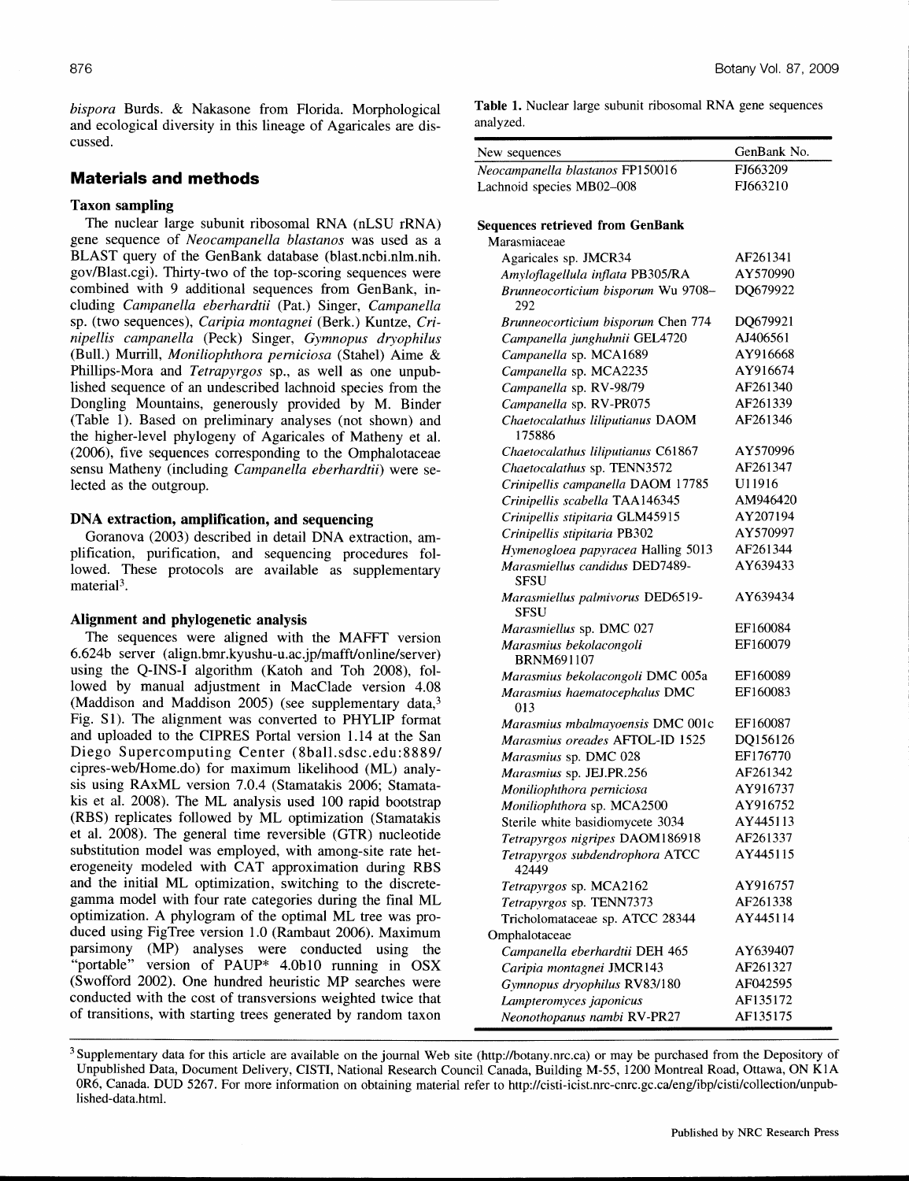*bispora* Burds. & Nakasone from Florida. Morphological and ecological diversity in this lineage of Agaricales are discussed.

## Materials and methods

### Taxon sampling

The nuclear large subunit ribosomal RNA (nLSU rRNA) gene sequence of *Neocampanella blastanos* was used as a BLAST query of the GenBank database (blast.ncbi.nlm.nih.gov/Blast.cgi). Thirty-two of the top-scoring sequences were combined with 9 additional sequences from GenBank, including *Campanella eberhardtii* (Pat.) Singer, *Campanella* sp. (two sequences), *Caripia montagnei* (Berk.) Kuntze, *Crinipellis campanella* (Peck) Singer, *Gymnopus dryophilus* (Bull.) Murrill, *Moniliophthora perniciosa* (Stahel) Aime & Phillips-Mora and *Tetrapyrgos* sp., as well as one unpublished sequence of an undescribed lachnoid species from the Dongling Mountains, generously provided by M. Binder (Table 1). Based on preliminary analyses (not shown) and the higher-level phylogeny of Agaricales of Matheny et al. (2006), five sequences corresponding to the Omphalotaceae sensu Matheny (including *Campanella eberhardtii*) were selected as the outgroup.

### DNA extraction, amplification, and sequencing

Goranova (2003) described in detail DNA extraction, amplification, purification, and sequencing procedures followed. These protocols are available as supplementary material[3].

### Alignment and phylogenetic analysis

The sequences were aligned with the MAFFT version 6.624b server (align.bmr.kyushu-u.ac.jp/mafft/online/server) using the Q-INS-I algorithm (Katoh and Toh 2008), followed by manual adjustment in MacClade version 4.08 (Maddison and Maddison 2005) (see supplementary data,[3] Fig. S1). The alignment was converted to PHYLIP format and uploaded to the CIPRES Portal version 1.14 at the San Diego Supercomputing Center (8ball.sdsc.edu:8889/cipres-web/Home.do) for maximum likelihood (ML) analysis using RAxML version 7.0.4 (Stamatakis 2006; Stamatakis et al. 2008). The ML analysis used 100 rapid bootstrap (RBS) replicates followed by ML optimization (Stamatakis et al. 2008). The general time reversible (GTR) nucleotide substitution model was employed, with among-site rate heterogeneity modeled with CAT approximation during RBS and the initial ML optimization, switching to the discrete-gamma model with four rate categories during the final ML optimization. A phylogram of the optimal ML tree was produced using FigTree version 1.0 (Rambaut 2006). Maximum parsimony (MP) analyses were conducted using the "portable" version of PAUP* 4.0b10 running in OSX (Swofford 2002). One hundred heuristic MP searches were conducted with the cost of transversions weighted twice that of transitions, with starting trees generated by random taxon

**Table 1.** Nuclear large subunit ribosomal RNA gene sequences analyzed.

| New sequences | GenBank No. |
|---|---|
| *Neocampanella blastanos* FP150016 | FJ663209 |
| Lachnoid species MB02–008 | FJ663210 |
| **Sequences retrieved from GenBank** | |
| Marasmiaceae | |
| Agaricales sp. JMCR34 | AF261341 |
| *Amyloflagellula inflata* PB305/RA | AY570990 |
| *Brunneocorticium bisporum* Wu 9708–292 | DQ679922 |
| *Brunneocorticium bisporum* Chen 774 | DQ679921 |
| *Campanella junghuhnii* GEL4720 | AJ406561 |
| *Campanella* sp. MCA1689 | AY916668 |
| *Campanella* sp. MCA2235 | AY916674 |
| *Campanella* sp. RV-98/79 | AF261340 |
| *Campanella* sp. RV-PR075 | AF261339 |
| *Chaetocalathus liliputianus* DAOM 175886 | AF261346 |
| *Chaetocalathus liliputianus* C61867 | AY570996 |
| *Chaetocalathus* sp. TENN3572 | AF261347 |
| *Crinipellis campanella* DAOM 17785 | U11916 |
| *Crinipellis scabella* TAA146345 | AM946420 |
| *Crinipellis stipitaria* GLM45915 | AY207194 |
| *Crinipellis stipitaria* PB302 | AY570997 |
| *Hymenogloea papyracea* Halling 5013 | AF261344 |
| *Marasmiellus candidus* DED7489-SFSU | AY639433 |
| *Marasmiellus palmivorus* DED6519-SFSU | AY639434 |
| *Marasmiellus* sp. DMC 027 | EF160084 |
| *Marasmius bekolacongoli* BRNM691107 | EF160079 |
| *Marasmius bekolacongoli* DMC 005a | EF160089 |
| *Marasmius haematocephalus* DMC 013 | EF160083 |
| *Marasmius mbalmayoensis* DMC 001c | EF160087 |
| *Marasmius oreades* AFTOL-ID 1525 | DQ156126 |
| *Marasmius* sp. DMC 028 | EF176770 |
| *Marasmius* sp. JEJ.PR.256 | AF261342 |
| *Moniliophthora perniciosa* | AY916737 |
| *Moniliophthora* sp. MCA2500 | AY916752 |
| Sterile white basidiomycete 3034 | AY445113 |
| *Tetrapyrgos nigripes* DAOM186918 | AF261337 |
| *Tetrapyrgos subdendrophora* ATCC 42449 | AY445115 |
| *Tetrapyrgos* sp. MCA2162 | AY916757 |
| *Tetrapyrgos* sp. TENN7373 | AF261338 |
| Tricholomataceae sp. ATCC 28344 | AY445114 |
| Omphalotaceae | |
| *Campanella eberhardtii* DEH 465 | AY639407 |
| *Caripia montagnei* JMCR143 | AF261327 |
| *Gymnopus dryophilus* RV83/180 | AF042595 |
| *Lampteromyces japonicus* | AF135172 |
| *Neonothopanus nambi* RV-PR27 | AF135175 |

[3] Supplementary data for this article are available on the journal Web site (http://botany.nrc.ca) or may be purchased from the Depository of Unpublished Data, Document Delivery, CISTI, National Research Council Canada, Building M-55, 1200 Montreal Road, Ottawa, ON K1A 0R6, Canada. DUD 5267. For more information on obtaining material refer to http://cisti-icist.nrc-cnrc.gc.ca/eng/ibp/cisti/collection/unpublished-data.html.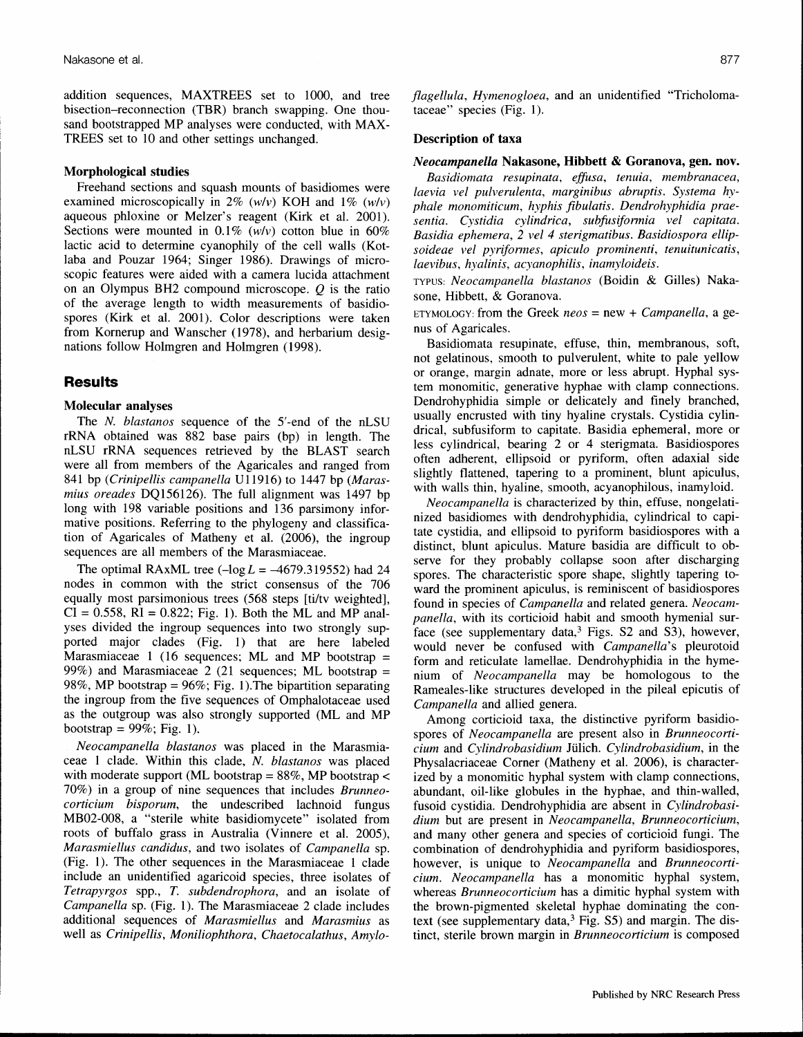addition sequences, MAXTREES set to 1000, and tree bisection–reconnection (TBR) branch swapping. One thousand bootstrapped MP analyses were conducted, with MAXTREES set to 10 and other settings unchanged.

### Morphological studies

Freehand sections and squash mounts of basidiomes were examined microscopically in 2% (*w/v*) KOH and 1% (*w/v*) aqueous phloxine or Melzer's reagent (Kirk et al. 2001). Sections were mounted in 0.1% (*w/v*) cotton blue in 60% lactic acid to determine cyanophily of the cell walls (Kotlaba and Pouzar 1964; Singer 1986). Drawings of microscopic features were aided with a camera lucida attachment on an Olympus BH2 compound microscope. $Q$ is the ratio of the average length to width measurements of basidiospores (Kirk et al. 2001). Color descriptions were taken from Kornerup and Wanscher (1978), and herbarium designations follow Holmgren and Holmgren (1998).

## Results

### Molecular analyses

The *N. blastanos* sequence of the 5′-end of the nLSU rRNA obtained was 882 base pairs (bp) in length. The nLSU rRNA sequences retrieved by the BLAST search were all from members of the Agaricales and ranged from 841 bp (*Crinipellis campanella* U11916) to 1447 bp (*Marasmius oreades* DQ156126). The full alignment was 1497 bp long with 198 variable positions and 136 parsimony informative positions. Referring to the phylogeny and classification of Agaricales of Matheny et al. (2006), the ingroup sequences are all members of the Marasmiaceae.

The optimal RAxML tree ($-\log L = -4679.319552$) had 24 nodes in common with the strict consensus of the 706 equally most parsimonious trees (568 steps [ti/tv weighted], CI = 0.558, RI = 0.822; Fig. 1). Both the ML and MP analyses divided the ingroup sequences into two strongly supported major clades (Fig. 1) that are here labeled Marasmiaceae 1 (16 sequences; ML and MP bootstrap = 99%) and Marasmiaceae 2 (21 sequences; ML bootstrap = 98%, MP bootstrap = 96%; Fig. 1).The bipartition separating the ingroup from the five sequences of Omphalotaceae used as the outgroup was also strongly supported (ML and MP bootstrap = 99%; Fig. 1).

*Neocampanella blastanos* was placed in the Marasmiaceae 1 clade. Within this clade, *N. blastanos* was placed with moderate support (ML bootstrap = 88%, MP bootstrap < 70%) in a group of nine sequences that includes *Brunneocorticium bisporum*, the undescribed lachnoid fungus MB02-008, a "sterile white basidiomycete" isolated from roots of buffalo grass in Australia (Vinnere et al. 2005), *Marasmiellus candidus*, and two isolates of *Campanella* sp. (Fig. 1). The other sequences in the Marasmiaceae 1 clade include an unidentified agaricoid species, three isolates of *Tetrapyrgos* spp., *T. subdendrophora*, and an isolate of *Campanella* sp. (Fig. 1). The Marasmiaceae 2 clade includes additional sequences of *Marasmiellus* and *Marasmius* as well as *Crinipellis*, *Moniliophthora*, *Chaetocalathus*, *Amyloflagellula*, *Hymenogloea*, and an unidentified "Tricholomataceae" species (Fig. 1).

### Description of taxa

#### *Neocampanella* Nakasone, Hibbett & Goranova, gen. nov.

*Basidiomata resupinata, effusa, tenuia, membranacea, laevia vel pulverulenta, marginibus abruptis. Systema hyphale monomiticum, hyphis fibulatis. Dendrohyphidia praesentia. Cystidia cylindrica, subfusiformia vel capitata. Basidia ephemera, 2 vel 4 sterigmatibus. Basidiospora ellipsoideae vel pyriformes, apiculo prominenti, tenuitunicatis, laevibus, hyalinis, acyanophilis, inamyloideis.*

TYPUS: *Neocampanella blastanos* (Boidin & Gilles) Nakasone, Hibbett, & Goranova.

ETYMOLOGY: from the Greek *neos* = new + *Campanella*, a genus of Agaricales.

Basidiomata resupinate, effuse, thin, membranous, soft, not gelatinous, smooth to pulverulent, white to pale yellow or orange, margin adnate, more or less abrupt. Hyphal system monomitic, generative hyphae with clamp connections. Dendrohyphidia simple or delicately and finely branched, usually encrusted with tiny hyaline crystals. Cystidia cylindrical, subfusiform to capitate. Basidia ephemeral, more or less cylindrical, bearing 2 or 4 sterigmata. Basidiospores often adherent, ellipsoid or pyriform, often adaxial side slightly flattened, tapering to a prominent, blunt apiculus, with walls thin, hyaline, smooth, acyanophilous, inamyloid.

*Neocampanella* is characterized by thin, effuse, nongelatinized basidiomes with dendrohyphidia, cylindrical to capitate cystidia, and ellipsoid to pyriform basidiospores with a distinct, blunt apiculus. Mature basidia are difficult to observe for they probably collapse soon after discharging spores. The characteristic spore shape, slightly tapering toward the prominent apiculus, is reminiscent of basidiospores found in species of *Campanella* and related genera. *Neocampanella*, with its corticioid habit and smooth hymenial surface (see supplementary data,[3] Figs. S2 and S3), however, would never be confused with *Campanella*'s pleurotoid form and reticulate lamellae. Dendrohyphidia in the hymenium of *Neocampanella* may be homologous to the Rameales-like structures developed in the pileal epicutis of *Campanella* and allied genera.

Among corticioid taxa, the distinctive pyriform basidiospores of *Neocampanella* are present also in *Brunneocorticium* and *Cylindrobasidium* Jülich. *Cylindrobasidium*, in the Physalacriaceae Corner (Matheny et al. 2006), is characterized by a monomitic hyphal system with clamp connections, abundant, oil-like globules in the hyphae, and thin-walled, fusoid cystidia. Dendrohyphidia are absent in *Cylindrobasidium* but are present in *Neocampanella*, *Brunneocorticium*, and many other genera and species of corticioid fungi. The combination of dendrohyphidia and pyriform basidiospores, however, is unique to *Neocampanella* and *Brunneocorticium*. *Neocampanella* has a monomitic hyphal system, whereas *Brunneocorticium* has a dimitic hyphal system with the brown-pigmented skeletal hyphae dominating the context (see supplementary data,[3] Fig. S5) and margin. The distinct, sterile brown margin in *Brunneocorticium* is composed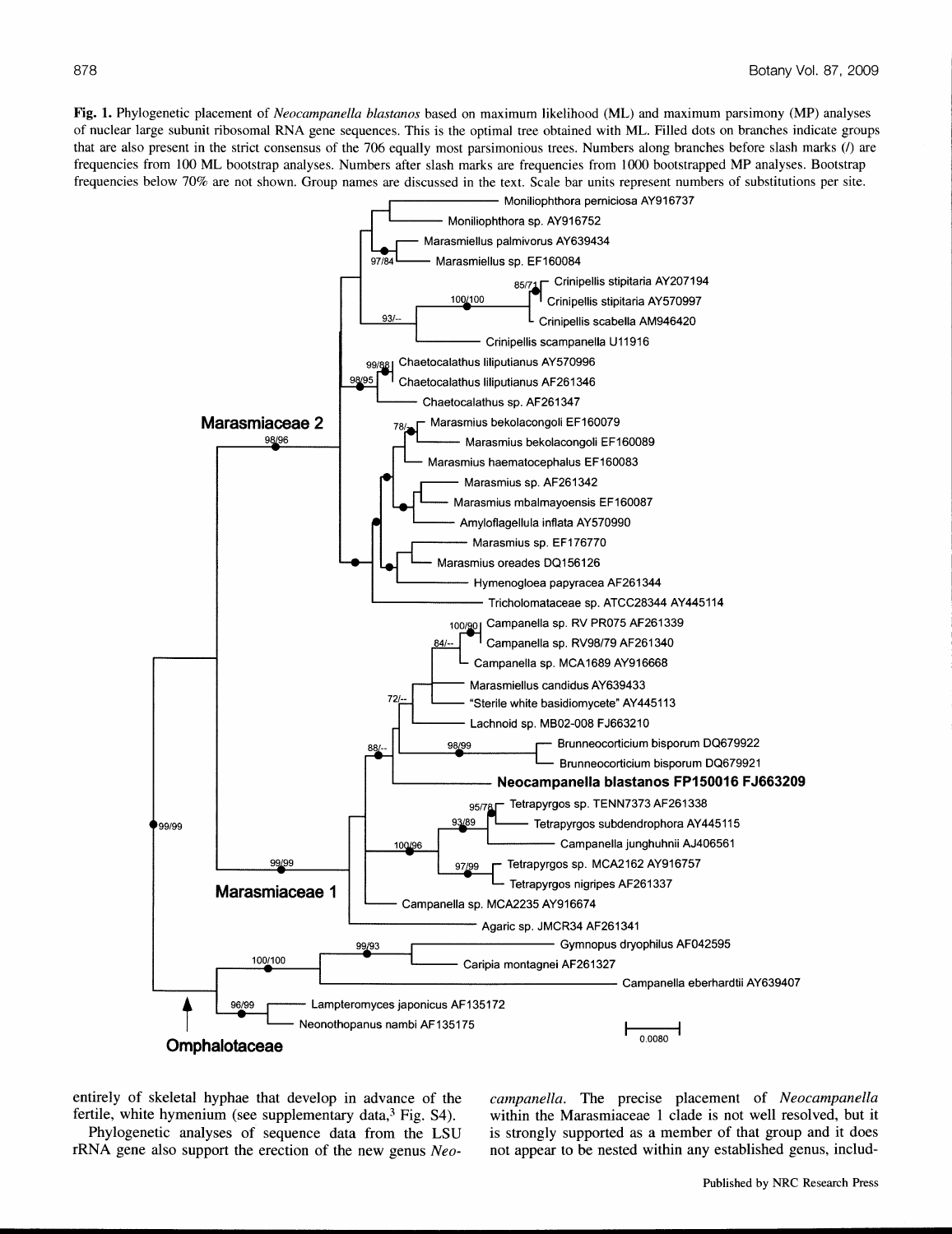**Fig. 1.** Phylogenetic placement of *Neocampanella blastanos* based on maximum likelihood (ML) and maximum parsimony (MP) analyses of nuclear large subunit ribosomal RNA gene sequences. This is the optimal tree obtained with ML. Filled dots on branches indicate groups that are also present in the strict consensus of the 706 equally most parsimonious trees. Numbers along branches before slash marks (/) are frequencies from 100 ML bootstrap analyses. Numbers after slash marks are frequencies from 1000 bootstrapped MP analyses. Bootstrap frequencies below 70% are not shown. Group names are discussed in the text. Scale bar units represent numbers of substitutions per site.

entirely of skeletal hyphae that develop in advance of the fertile, white hymenium (see supplementary data,[3] Fig. S4).

Phylogenetic analyses of sequence data from the LSU rRNA gene also support the erection of the new genus *Neocampanella*. The precise placement of *Neocampanella* within the Marasmiaceae 1 clade is not well resolved, but it is strongly supported as a member of that group and it does not appear to be nested within any established genus, includ-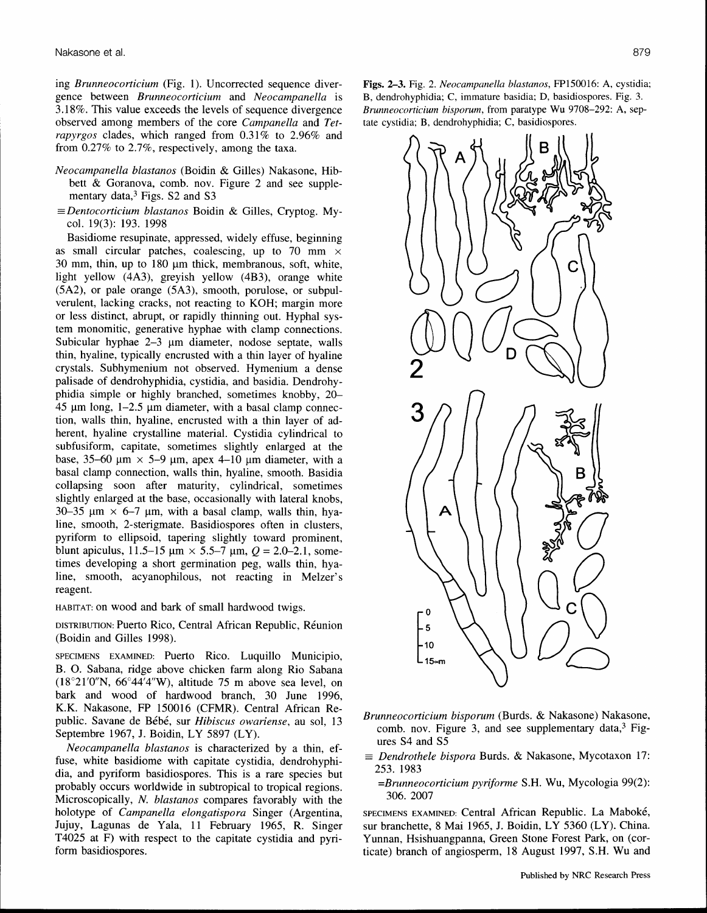ing *Brunneocorticium* (Fig. 1). Uncorrected sequence divergence between *Brunneocorticium* and *Neocampanella* is 3.18%. This value exceeds the levels of sequence divergence observed among members of the core *Campanella* and *Tetrapyrgos* clades, which ranged from 0.31% to 2.96% and from 0.27% to 2.7%, respectively, among the taxa.

*Neocampanella blastanos* (Boidin & Gilles) Nakasone, Hibbett & Goranova, comb. nov. Figure 2 and see supplementary data,[3] Figs. S2 and S3

≡*Dentocorticium blastanos* Boidin & Gilles, Cryptog. Mycol. 19(3): 193. 1998

Basidiome resupinate, appressed, widely effuse, beginning as small circular patches, coalescing, up to 70 mm × 30 mm, thin, up to 180 μm thick, membranous, soft, white, light yellow (4A3), greyish yellow (4B3), orange white (5A2), or pale orange (5A3), smooth, porulose, or subpulverulent, lacking cracks, not reacting to KOH; margin more or less distinct, abrupt, or rapidly thinning out. Hyphal system monomitic, generative hyphae with clamp connections. Subicular hyphae 2–3 μm diameter, nodose septate, walls thin, hyaline, typically encrusted with a thin layer of hyaline crystals. Subhymenium not observed. Hymenium a dense palisade of dendrohyphidia, cystidia, and basidia. Dendrohyphidia simple or highly branched, sometimes knobby, 20–45 μm long, 1–2.5 μm diameter, with a basal clamp connection, walls thin, hyaline, encrusted with a thin layer of adherent, hyaline crystalline material. Cystidia cylindrical to subfusiform, capitate, sometimes slightly enlarged at the base, 35–60 μm × 5–9 μm, apex 4–10 μm diameter, with a basal clamp connection, walls thin, hyaline, smooth. Basidia collapsing soon after maturity, cylindrical, sometimes slightly enlarged at the base, occasionally with lateral knobs, 30–35 μm × 6–7 μm, with a basal clamp, walls thin, hyaline, smooth, 2-sterigmate. Basidiospores often in clusters, pyriform to ellipsoid, tapering slightly toward prominent, blunt apiculus, 11.5–15 μm × 5.5–7 μm, $Q$ = 2.0–2.1, sometimes developing a short germination peg, walls thin, hyaline, smooth, acyanophilous, not reacting in Melzer's reagent.

HABITAT: on wood and bark of small hardwood twigs.

DISTRIBUTION: Puerto Rico, Central African Republic, Réunion (Boidin and Gilles 1998).

SPECIMENS EXAMINED: Puerto Rico. Luquillo Municipio, B. O. Sabana, ridge above chicken farm along Rio Sabana (18°21′0″N, 66°44′4″W), altitude 75 m above sea level, on bark and wood of hardwood branch, 30 June 1996, K.K. Nakasone, FP 150016 (CFMR). Central African Republic. Savane de Bébé, sur *Hibiscus owariense*, au sol, 13 Septembre 1967, J. Boidin, LY 5897 (LY).

*Neocampanella blastanos* is characterized by a thin, effuse, white basidiome with capitate cystidia, dendrohyphidia, and pyriform basidiospores. This is a rare species but probably occurs worldwide in subtropical to tropical regions. Microscopically, *N. blastanos* compares favorably with the holotype of *Campanella elongatispora* Singer (Argentina, Jujuy, Lagunas de Yala, 11 February 1965, R. Singer T4025 at F) with respect to the capitate cystidia and pyriform basidiospores.

**Figs. 2–3.** Fig. 2. *Neocampanella blastanos*, FP150016: A, cystidia; B, dendrohyphidia; C, immature basidia; D, basidiospores. Fig. 3. *Brunneocorticium bisporum*, from paratype Wu 9708-292: A, septate cystidia; B, dendrohyphidia; C, basidiospores.

*Brunneocorticium bisporum* (Burds. & Nakasone) Nakasone, comb. nov. Figure 3, and see supplementary data,[3] Figures S4 and S5

≡ *Dendrothele bispora* Burds. & Nakasone, Mycotaxon 17: 253. 1983

=*Brunneocorticium pyriforme* S.H. Wu, Mycologia 99(2): 306. 2007

SPECIMENS EXAMINED: Central African Republic. La Maboké, sur branchette, 8 Mai 1965, J. Boidin, LY 5360 (LY). China. Yunnan, Hsishuangpanna, Green Stone Forest Park, on (corticate) branch of angiosperm, 18 August 1997, S.H. Wu and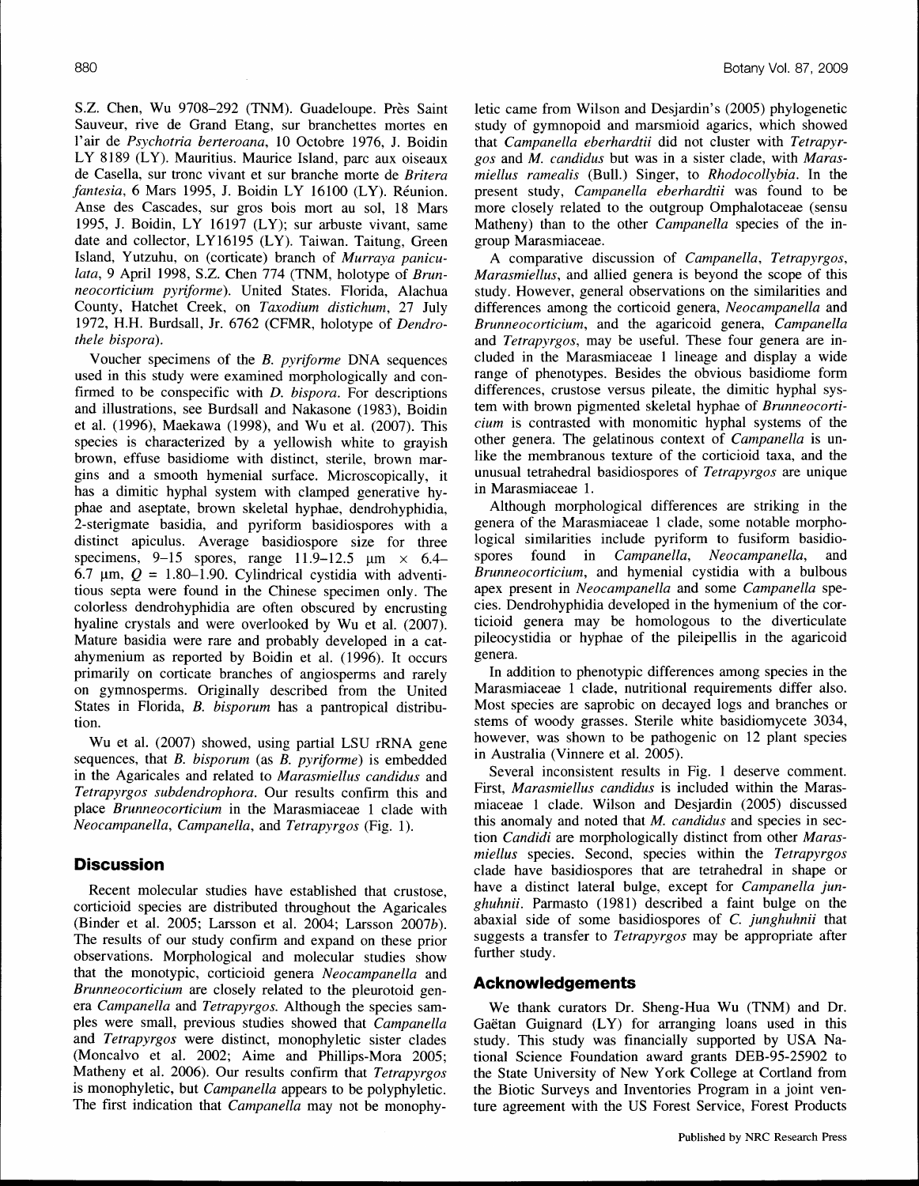S.Z. Chen, Wu 9708-292 (TNM). Guadeloupe. Près Saint Sauveur, rive de Grand Etang, sur branchettes mortes en l'air de *Psychotria berteroana*, 10 Octobre 1976, J. Boidin LY 8189 (LY). Mauritius. Maurice Island, parc aux oiseaux de Casella, sur tronc vivant et sur branche morte de *Britera fantesia*, 6 Mars 1995, J. Boidin LY 16100 (LY). Réunion. Anse des Cascades, sur gros bois mort au sol, 18 Mars 1995, J. Boidin, LY 16197 (LY); sur arbuste vivant, same date and collector, LY16195 (LY). Taiwan. Taitung, Green Island, Yutzuhu, on (corticate) branch of *Murraya paniculata*, 9 April 1998, S.Z. Chen 774 (TNM, holotype of *Brunneocorticium pyriforme*). United States. Florida, Alachua County, Hatchet Creek, on *Taxodium distichum*, 27 July 1972, H.H. Burdsall, Jr. 6762 (CFMR, holotype of *Dendrothele bispora*).

Voucher specimens of the *B. pyriforme* DNA sequences used in this study were examined morphologically and confirmed to be conspecific with *D. bispora*. For descriptions and illustrations, see Burdsall and Nakasone (1983), Boidin et al. (1996), Maekawa (1998), and Wu et al. (2007). This species is characterized by a yellowish white to grayish brown, effuse basidiome with distinct, sterile, brown margins and a smooth hymenial surface. Microscopically, it has a dimitic hyphal system with clamped generative hyphae and aseptate, brown skeletal hyphae, dendrohyphidia, 2-sterigmate basidia, and pyriform basidiospores with a distinct apiculus. Average basidiospore size for three specimens, 9–15 spores, range 11.9–12.5 μm × 6.4–6.7 μm, $Q$ = 1.80–1.90. Cylindrical cystidia with adventitious septa were found in the Chinese specimen only. The colorless dendrohyphidia are often obscured by encrusting hyaline crystals and were overlooked by Wu et al. (2007). Mature basidia were rare and probably developed in a catahymenium as reported by Boidin et al. (1996). It occurs primarily on corticate branches of angiosperms and rarely on gymnosperms. Originally described from the United States in Florida, *B. bisporum* has a pantropical distribution.

Wu et al. (2007) showed, using partial LSU rRNA gene sequences, that *B. bisporum* (as *B. pyriforme*) is embedded in the Agaricales and related to *Marasmiellus candidus* and *Tetrapyrgos subdendrophora*. Our results confirm this and place *Brunneocorticium* in the Marasmiaceae 1 clade with *Neocampanella*, *Campanella*, and *Tetrapyrgos* (Fig. 1).

## Discussion

Recent molecular studies have established that crustose, corticioid species are distributed throughout the Agaricales (Binder et al. 2005; Larsson et al. 2004; Larsson 2007*b*). The results of our study confirm and expand on these prior observations. Morphological and molecular studies show that the monotypic, corticioid genera *Neocampanella* and *Brunneocorticium* are closely related to the pleurotoid genera *Campanella* and *Tetrapyrgos*. Although the species samples were small, previous studies showed that *Campanella* and *Tetrapyrgos* were distinct, monophyletic sister clades (Moncalvo et al. 2002; Aime and Phillips-Mora 2005; Matheny et al. 2006). Our results confirm that *Tetrapyrgos* is monophyletic, but *Campanella* appears to be polyphyletic. The first indication that *Campanella* may not be monophyletic came from Wilson and Desjardin's (2005) phylogenetic study of gymnopoid and marsmioid agarics, which showed that *Campanella eberhardtii* did not cluster with *Tetrapyrgos* and *M. candidus* but was in a sister clade, with *Marasmiellus ramealis* (Bull.) Singer, to *Rhodocollybia*. In the present study, *Campanella eberhardtii* was found to be more closely related to the outgroup Omphalotaceae (sensu Matheny) than to the other *Campanella* species of the ingroup Marasmiaceae.

A comparative discussion of *Campanella*, *Tetrapyrgos*, *Marasmiellus*, and allied genera is beyond the scope of this study. However, general observations on the similarities and differences among the corticoid genera, *Neocampanella* and *Brunneocorticium*, and the agaricoid genera, *Campanella* and *Tetrapyrgos*, may be useful. These four genera are included in the Marasmiaceae 1 lineage and display a wide range of phenotypes. Besides the obvious basidiome form differences, crustose versus pileate, the dimitic hyphal system with brown pigmented skeletal hyphae of *Brunneocorticium* is contrasted with monomitic hyphal systems of the other genera. The gelatinous context of *Campanella* is unlike the membranous texture of the corticioid taxa, and the unusual tetrahedral basidiospores of *Tetrapyrgos* are unique in Marasmiaceae 1.

Although morphological differences are striking in the genera of the Marasmiaceae 1 clade, some notable morphological similarities include pyriform to fusiform basidiospores found in *Campanella*, *Neocampanella*, and *Brunneocorticium*, and hymenial cystidia with a bulbous apex present in *Neocampanella* and some *Campanella* species. Dendrohyphidia developed in the hymenium of the corticioid genera may be homologous to the diverticulate pileocystidia or hyphae of the pileipellis in the agaricoid genera.

In addition to phenotypic differences among species in the Marasmiaceae 1 clade, nutritional requirements differ also. Most species are saprobic on decayed logs and branches or stems of woody grasses. Sterile white basidiomycete 3034, however, was shown to be pathogenic on 12 plant species in Australia (Vinnere et al. 2005).

Several inconsistent results in Fig. 1 deserve comment. First, *Marasmiellus candidus* is included within the Marasmiaceae 1 clade. Wilson and Desjardin (2005) discussed this anomaly and noted that *M. candidus* and species in section *Candidi* are morphologically distinct from other *Marasmiellus* species. Second, species within the *Tetrapyrgos* clade have basidiospores that are tetrahedral in shape or have a distinct lateral bulge, except for *Campanella junghuhnii*. Parmasto (1981) described a faint bulge on the abaxial side of some basidiospores of *C. junghuhnii* that suggests a transfer to *Tetrapyrgos* may be appropriate after further study.

## Acknowledgements

We thank curators Dr. Sheng-Hua Wu (TNM) and Dr. Gaëtan Guignard (LY) for arranging loans used in this study. This study was financially supported by USA National Science Foundation award grants DEB-95-25902 to the State University of New York College at Cortland from the Biotic Surveys and Inventories Program in a joint venture agreement with the US Forest Service, Forest Products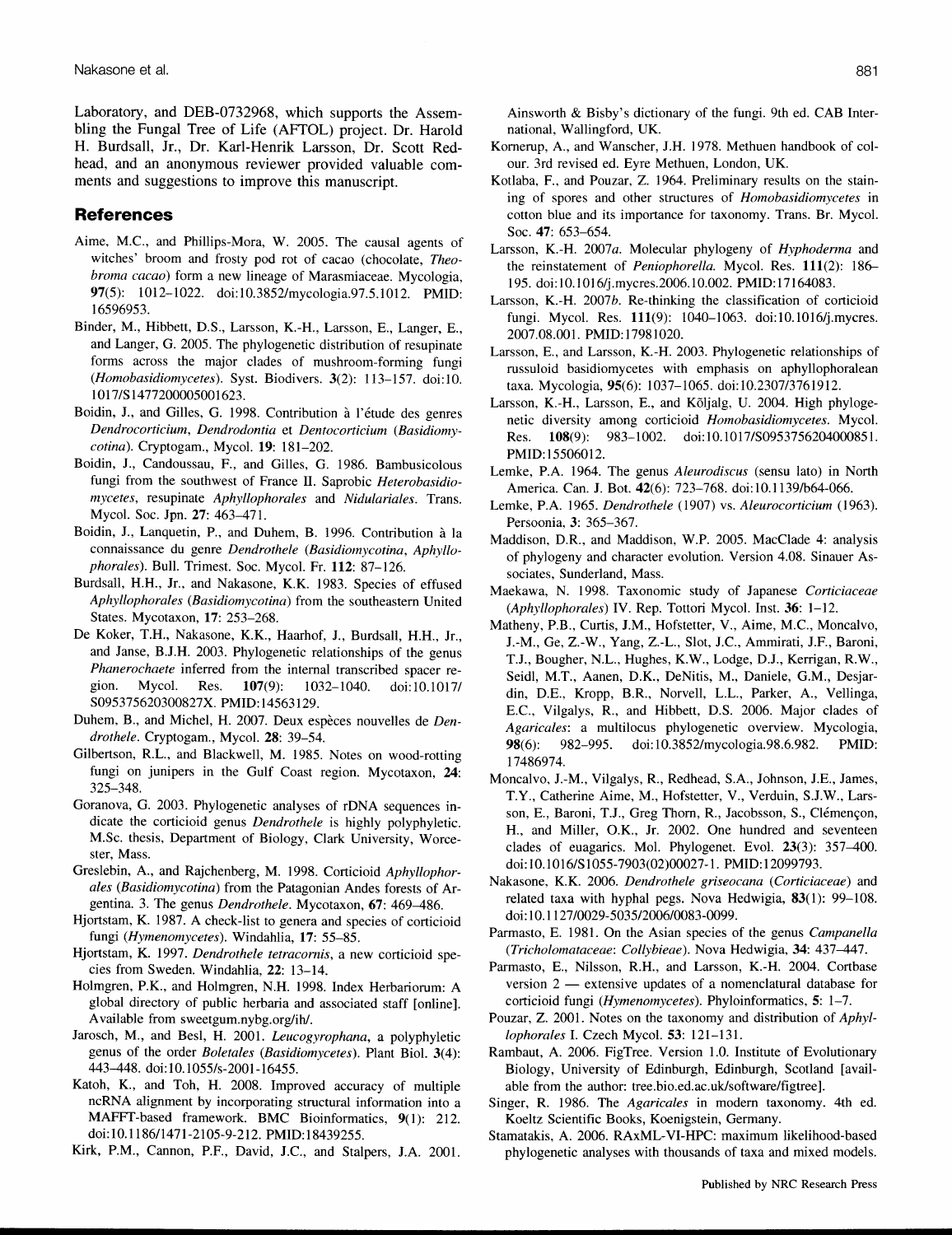Laboratory, and DEB-0732968, which supports the Assembling the Fungal Tree of Life (AFTOL) project. Dr. Harold H. Burdsall, Jr., Dr. Karl-Henrik Larsson, Dr. Scott Redhead, and an anonymous reviewer provided valuable comments and suggestions to improve this manuscript.

## References

Aime, M.C., and Phillips-Mora, W. 2005. The causal agents of witches' broom and frosty pod rot of cacao (chocolate, *Theobroma cacao*) form a new lineage of Marasmiaceae. Mycologia, **97**(5): 1012–1022. doi:10.3852/mycologia.97.5.1012. PMID: 16596953.

Binder, M., Hibbett, D.S., Larsson, K.-H., Larsson, E., Langer, E., and Langer, G. 2005. The phylogenetic distribution of resupinate forms across the major clades of mushroom-forming fungi (*Homobasidiomycetes*). Syst. Biodivers. **3**(2): 113–157. doi:10.1017/S1477200005001623.

Boidin, J., and Gilles, G. 1998. Contribution à l'étude des genres *Dendrocorticium*, *Dendrodontia* et *Dentocorticium* (*Basidiomycotina*). Cryptogam., Mycol. **19**: 181–202.

Boidin, J., Candoussau, F., and Gilles, G. 1986. Bambusicolous fungi from the southwest of France II. Saprobic *Heterobasidiomycetes*, resupinate *Aphyllophorales* and *Nidulariales*. Trans. Mycol. Soc. Jpn. **27**: 463–471.

Boidin, J., Lanquetin, P., and Duhem, B. 1996. Contribution à la connaissance du genre *Dendrothele* (*Basidiomycotina*, *Aphyllophorales*). Bull. Trimest. Soc. Mycol. Fr. **112**: 87–126.

Burdsall, H.H., Jr., and Nakasone, K.K. 1983. Species of effused *Aphyllophorales* (*Basidiomycotina*) from the southeastern United States. Mycotaxon, **17**: 253–268.

De Koker, T.H., Nakasone, K.K., Haarhof, J., Burdsall, H.H., Jr., and Janse, B.J.H. 2003. Phylogenetic relationships of the genus *Phanerochaete* inferred from the internal transcribed spacer region. Mycol. Res. **107**(9): 1032–1040. doi:10.1017/S095375620300827X. PMID:14563129.

Duhem, B., and Michel, H. 2007. Deux espèces nouvelles de *Dendrothele*. Cryptogam., Mycol. **28**: 39–54.

Gilbertson, R.L., and Blackwell, M. 1985. Notes on wood-rotting fungi on junipers in the Gulf Coast region. Mycotaxon, **24**: 325–348.

Goranova, G. 2003. Phylogenetic analyses of rDNA sequences indicate the corticioid genus *Dendrothele* is highly polyphyletic. M.Sc. thesis, Department of Biology, Clark University, Worcester, Mass.

Greslebin, A., and Rajchenberg, M. 1998. Corticioid *Aphyllophorales* (*Basidiomycotina*) from the Patagonian Andes forests of Argentina. 3. The genus *Dendrothele*. Mycotaxon, **67**: 469–486.

Hjortstam, K. 1987. A check-list to genera and species of corticioid fungi (*Hymenomycetes*). Windahlia, **17**: 55–85.

Hjortstam, K. 1997. *Dendrothele tetracornis*, a new corticioid species from Sweden. Windahlia, **22**: 13–14.

Holmgren, P.K., and Holmgren, N.H. 1998. Index Herbariorum: A global directory of public herbaria and associated staff [online]. Available from sweetgum.nybg.org/ih/.

Jarosch, M., and Besl, H. 2001. *Leucogyrophana*, a polyphyletic genus of the order *Boletales* (*Basidiomycetes*). Plant Biol. **3**(4): 443–448. doi:10.1055/s-2001-16455.

Katoh, K., and Toh, H. 2008. Improved accuracy of multiple ncRNA alignment by incorporating structural information into a MAFFT-based framework. BMC Bioinformatics, **9**(1): 212. doi:10.1186/1471-2105-9-212. PMID:18439255.

Kirk, P.M., Cannon, P.F., David, J.C., and Stalpers, J.A. 2001. Ainsworth & Bisby's dictionary of the fungi. 9th ed. CAB International, Wallingford, UK.

Kornerup, A., and Wanscher, J.H. 1978. Methuen handbook of colour. 3rd revised ed. Eyre Methuen, London, UK.

Kotlaba, F., and Pouzar, Z. 1964. Preliminary results on the staining of spores and other structures of *Homobasidiomycetes* in cotton blue and its importance for taxonomy. Trans. Br. Mycol. Soc. **47**: 653–654.

Larsson, K.-H. 2007*a*. Molecular phylogeny of *Hyphoderma* and the reinstatement of *Peniophorella*. Mycol. Res. **111**(2): 186–195. doi:10.1016/j.mycres.2006.10.002. PMID:17164083.

Larsson, K.-H. 2007*b*. Re-thinking the classification of corticioid fungi. Mycol. Res. **111**(9): 1040–1063. doi:10.1016/j.mycres.2007.08.001. PMID:17981020.

Larsson, E., and Larsson, K.-H. 2003. Phylogenetic relationships of russuloid basidiomycetes with emphasis on aphyllophoralean taxa. Mycologia, **95**(6): 1037–1065. doi:10.2307/3761912.

Larsson, K.-H., Larsson, E., and Kõljalg, U. 2004. High phylogenetic diversity among corticioid *Homobasidiomycetes*. Mycol. Res. **108**(9): 983–1002. doi:10.1017/S0953756204000851. PMID:15506012.

Lemke, P.A. 1964. The genus *Aleurodiscus* (sensu lato) in North America. Can. J. Bot. **42**(6): 723–768. doi:10.1139/b64-066.

Lemke, P.A. 1965. *Dendrothele* (1907) vs. *Aleurocorticium* (1963). Persoonia, **3**: 365–367.

Maddison, D.R., and Maddison, W.P. 2005. MacClade 4: analysis of phylogeny and character evolution. Version 4.08. Sinauer Associates, Sunderland, Mass.

Maekawa, N. 1998. Taxonomic study of Japanese *Corticiaceae* (*Aphyllophorales*) IV. Rep. Tottori Mycol. Inst. **36**: 1–12.

Matheny, P.B., Curtis, J.M., Hofstetter, V., Aime, M.C., Moncalvo, J.-M., Ge, Z.-W., Yang, Z.-L., Slot, J.C., Ammirati, J.F., Baroni, T.J., Bougher, N.L., Hughes, K.W., Lodge, D.J., Kerrigan, R.W., Seidl, M.T., Aanen, D.K., DeNitis, M., Daniele, G.M., Desjardin, D.E., Kropp, B.R., Norvell, L.L., Parker, A., Vellinga, E.C., Vilgalys, R., and Hibbett, D.S. 2006. Major clades of *Agaricales*: a multilocus phylogenetic overview. Mycologia, **98**(6): 982–995. doi:10.3852/mycologia.98.6.982. PMID: 17486974.

Moncalvo, J.-M., Vilgalys, R., Redhead, S.A., Johnson, J.E., James, T.Y., Catherine Aime, M., Hofstetter, V., Verduin, S.J.W., Larsson, E., Baroni, T.J., Greg Thorn, R., Jacobsson, S., Clémençon, H., and Miller, O.K., Jr. 2002. One hundred and seventeen clades of euagarics. Mol. Phylogenet. Evol. **23**(3): 357–400. doi:10.1016/S1055-7903(02)00027-1. PMID:12099793.

Nakasone, K.K. 2006. *Dendrothele griseocana* (*Corticiaceae*) and related taxa with hyphal pegs. Nova Hedwigia, **83**(1): 99–108. doi:10.1127/0029-5035/2006/0083-0099.

Parmasto, E. 1981. On the Asian species of the genus *Campanella* (*Tricholomataceae*: *Collybieae*). Nova Hedwigia, **34**: 437–447.

Parmasto, E., Nilsson, R.H., and Larsson, K.-H. 2004. Cortbase version 2 — extensive updates of a nomenclatural database for corticioid fungi (*Hymenomycetes*). Phyloinformatics, **5**: 1–7.

Pouzar, Z. 2001. Notes on the taxonomy and distribution of *Aphyllophorales* I. Czech Mycol. **53**: 121–131.

Rambaut, A. 2006. FigTree. Version 1.0. Institute of Evolutionary Biology, University of Edinburgh, Edinburgh, Scotland [available from the author: tree.bio.ed.ac.uk/software/figtree].

Singer, R. 1986. The *Agaricales* in modern taxonomy. 4th ed. Koeltz Scientific Books, Koenigstein, Germany.

Stamatakis, A. 2006. RAxML-VI-HPC: maximum likelihood-based phylogenetic analyses with thousands of taxa and mixed models.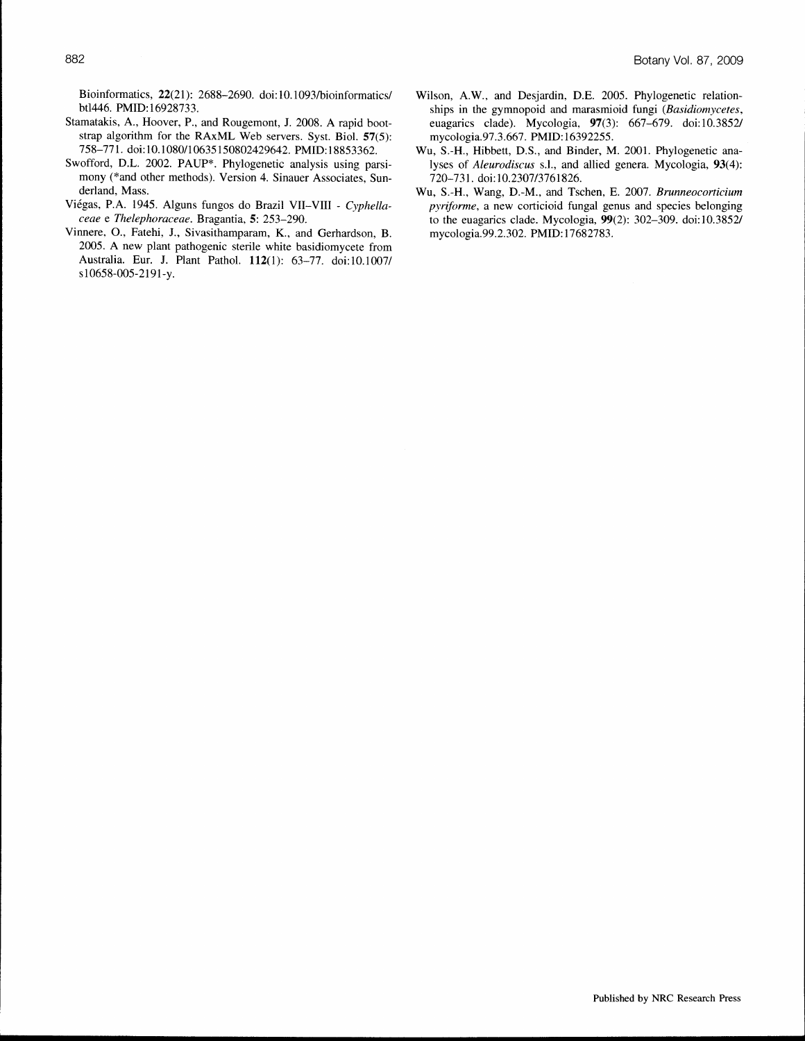Bioinformatics, **22**(21): 2688–2690. doi:10.1093/bioinformatics/btl446. PMID:16928733.

Stamatakis, A., Hoover, P., and Rougemont, J. 2008. A rapid bootstrap algorithm for the RAxML Web servers. Syst. Biol. **57**(5): 758–771. doi:10.1080/10635150802429642. PMID:18853362.

Swofford, D.L. 2002. PAUP*. Phylogenetic analysis using parsimony (*and other methods). Version 4. Sinauer Associates, Sunderland, Mass.

Viégas, P.A. 1945. Alguns fungos do Brazil VII–VIII - *Cyphellaceae* e *Thelephoraceae*. Bragantia, **5**: 253–290.

Vinnere, O., Fatehi, J., Sivasithamparam, K., and Gerhardson, B. 2005. A new plant pathogenic sterile white basidiomycete from Australia. Eur. J. Plant Pathol. **112**(1): 63–77. doi:10.1007/s10658-005-2191-y.

Wilson, A.W., and Desjardin, D.E. 2005. Phylogenetic relationships in the gymnopoid and marasmioid fungi (*Basidiomycetes*, euagarics clade). Mycologia, **97**(3): 667–679. doi:10.3852/mycologia.97.3.667. PMID:16392255.

Wu, S.-H., Hibbett, D.S., and Binder, M. 2001. Phylogenetic analyses of *Aleurodiscus* s.l., and allied genera. Mycologia, **93**(4): 720–731. doi:10.2307/3761826.

Wu, S.-H., Wang, D.-M., and Tschen, E. 2007. *Brunneocorticium pyriforme*, a new corticioid fungal genus and species belonging to the euagarics clade. Mycologia, **99**(2): 302–309. doi:10.3852/mycologia.99.2.302. PMID:17682783.